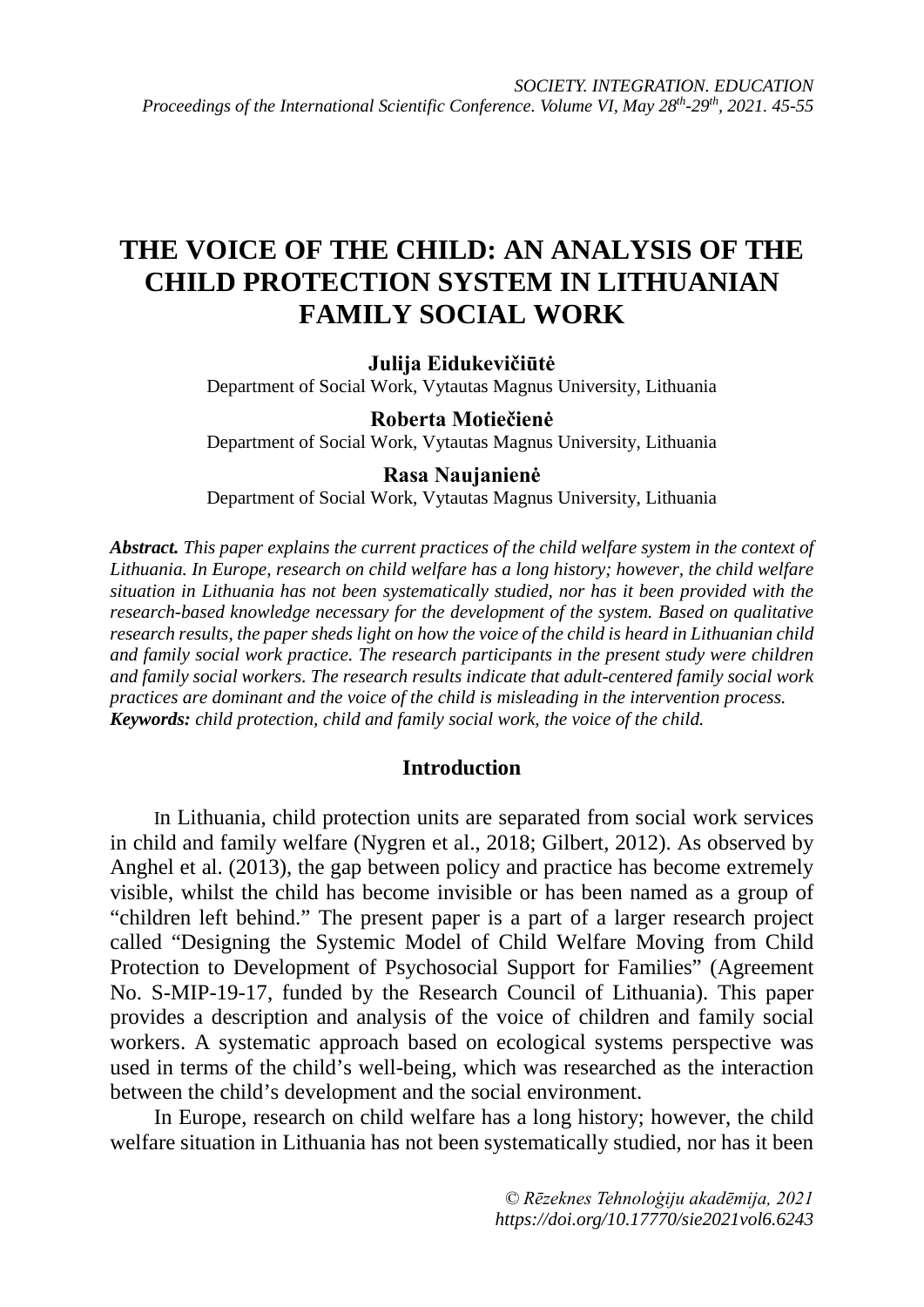# THE VOICE OF THE CHILD: AN ANALYSIS OF THE CHILD PROTECTION SYSTEM IN LITHUANIAN FAMILY SOCIAL WORK

**Julija Eidukevičiūtė**
Department of Social Work, Vytautas Magnus University, Lithuania

**Roberta Motiečienė**
Department of Social Work, Vytautas Magnus University, Lithuania

**Rasa Naujanienė**
Department of Social Work, Vytautas Magnus University, Lithuania

***Abstract.*** *This paper explains the current practices of the child welfare system in the context of Lithuania. In Europe, research on child welfare has a long history; however, the child welfare situation in Lithuania has not been systematically studied, nor has it been provided with the research-based knowledge necessary for the development of the system. Based on qualitative research results, the paper sheds light on how the voice of the child is heard in Lithuanian child and family social work practice. The research participants in the present study were children and family social workers. The research results indicate that adult-centered family social work practices are dominant and the voice of the child is misleading in the intervention process.*
***Keywords:*** *child protection, child and family social work, the voice of the child.*

## Introduction

In Lithuania, child protection units are separated from social work services in child and family welfare (Nygren et al., 2018; Gilbert, 2012). As observed by Anghel et al. (2013), the gap between policy and practice has become extremely visible, whilst the child has become invisible or has been named as a group of "children left behind." The present paper is a part of a larger research project called "Designing the Systemic Model of Child Welfare Moving from Child Protection to Development of Psychosocial Support for Families" (Agreement No. S-MIP-19-17, funded by the Research Council of Lithuania). This paper provides a description and analysis of the voice of children and family social workers. A systematic approach based on ecological systems perspective was used in terms of the child's well-being, which was researched as the interaction between the child's development and the social environment.

In Europe, research on child welfare has a long history; however, the child welfare situation in Lithuania has not been systematically studied, nor has it been

*© Rēzeknes Tehnoloģiju akadēmija, 2021*
*https://doi.org/10.17770/sie2021vol6.6243*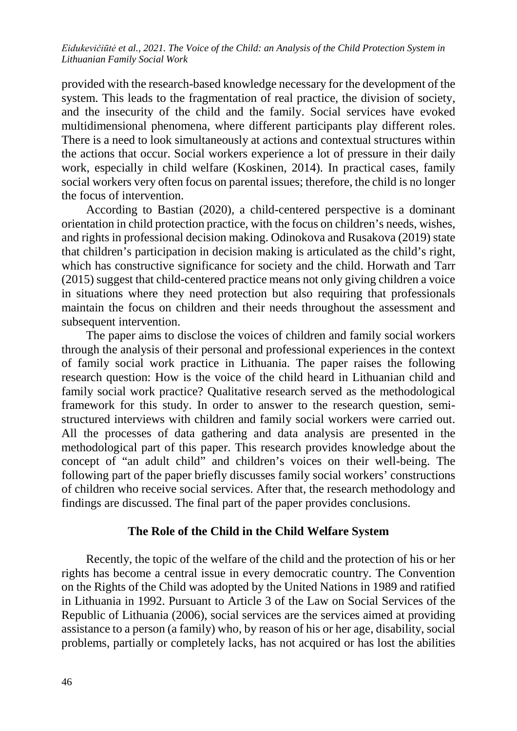provided with the research-based knowledge necessary for the development of the system. This leads to the fragmentation of real practice, the division of society, and the insecurity of the child and the family. Social services have evoked multidimensional phenomena, where different participants play different roles. There is a need to look simultaneously at actions and contextual structures within the actions that occur. Social workers experience a lot of pressure in their daily work, especially in child welfare (Koskinen, 2014). In practical cases, family social workers very often focus on parental issues; therefore, the child is no longer the focus of intervention.

According to Bastian (2020), a child-centered perspective is a dominant orientation in child protection practice, with the focus on children's needs, wishes, and rights in professional decision making. Odinokova and Rusakova (2019) state that children's participation in decision making is articulated as the child's right, which has constructive significance for society and the child. Horwath and Tarr (2015) suggest that child-centered practice means not only giving children a voice in situations where they need protection but also requiring that professionals maintain the focus on children and their needs throughout the assessment and subsequent intervention.

The paper aims to disclose the voices of children and family social workers through the analysis of their personal and professional experiences in the context of family social work practice in Lithuania. The paper raises the following research question: How is the voice of the child heard in Lithuanian child and family social work practice? Qualitative research served as the methodological framework for this study. In order to answer to the research question, semi-structured interviews with children and family social workers were carried out. All the processes of data gathering and data analysis are presented in the methodological part of this paper. This research provides knowledge about the concept of "an adult child" and children's voices on their well-being. The following part of the paper briefly discusses family social workers' constructions of children who receive social services. After that, the research methodology and findings are discussed. The final part of the paper provides conclusions.

## The Role of the Child in the Child Welfare System

Recently, the topic of the welfare of the child and the protection of his or her rights has become a central issue in every democratic country. The Convention on the Rights of the Child was adopted by the United Nations in 1989 and ratified in Lithuania in 1992. Pursuant to Article 3 of the Law on Social Services of the Republic of Lithuania (2006), social services are the services aimed at providing assistance to a person (a family) who, by reason of his or her age, disability, social problems, partially or completely lacks, has not acquired or has lost the abilities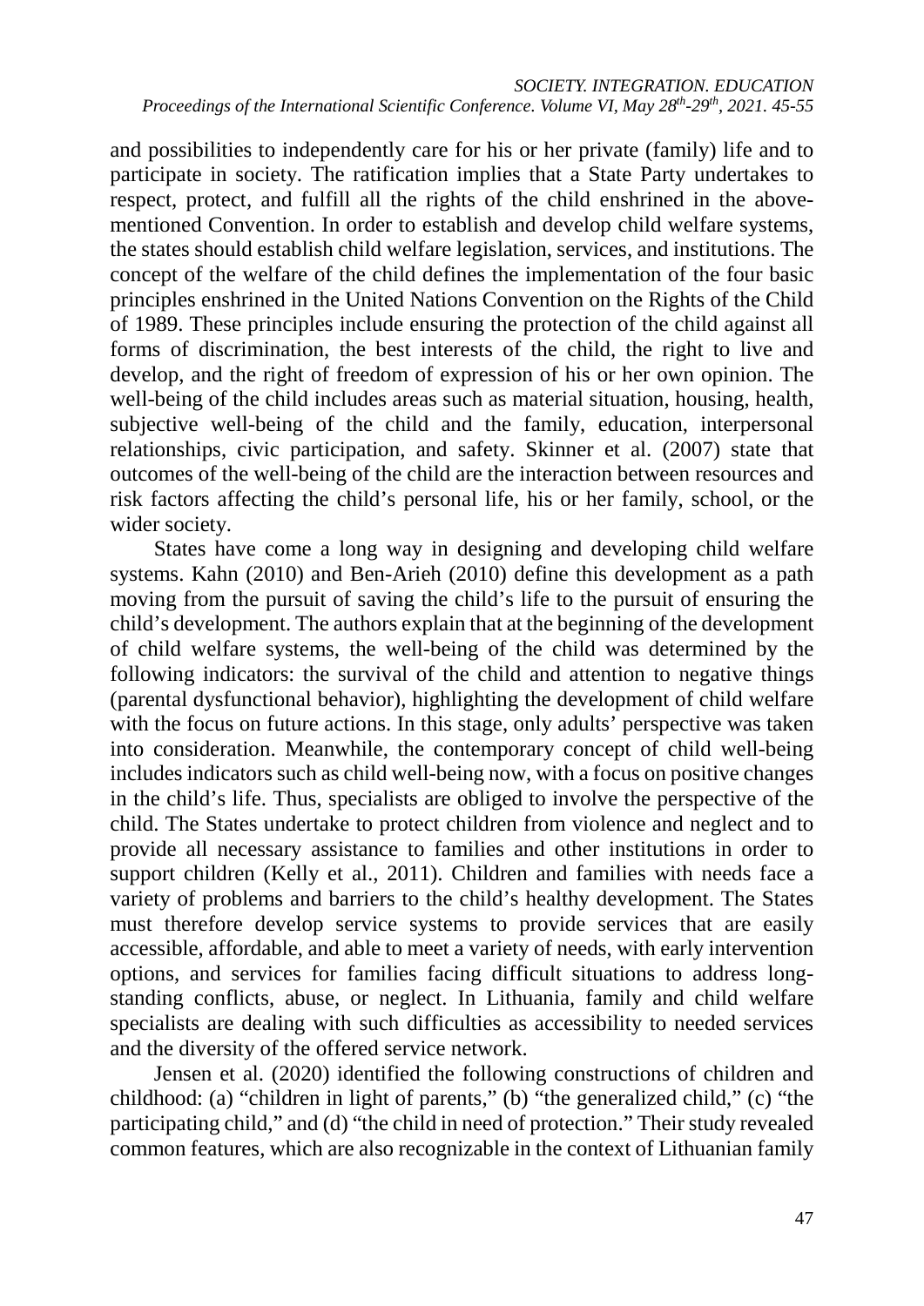and possibilities to independently care for his or her private (family) life and to participate in society. The ratification implies that a State Party undertakes to respect, protect, and fulfill all the rights of the child enshrined in the above-mentioned Convention. In order to establish and develop child welfare systems, the states should establish child welfare legislation, services, and institutions. The concept of the welfare of the child defines the implementation of the four basic principles enshrined in the United Nations Convention on the Rights of the Child of 1989. These principles include ensuring the protection of the child against all forms of discrimination, the best interests of the child, the right to live and develop, and the right of freedom of expression of his or her own opinion. The well-being of the child includes areas such as material situation, housing, health, subjective well-being of the child and the family, education, interpersonal relationships, civic participation, and safety. Skinner et al. (2007) state that outcomes of the well-being of the child are the interaction between resources and risk factors affecting the child's personal life, his or her family, school, or the wider society.

States have come a long way in designing and developing child welfare systems. Kahn (2010) and Ben-Arieh (2010) define this development as a path moving from the pursuit of saving the child's life to the pursuit of ensuring the child's development. The authors explain that at the beginning of the development of child welfare systems, the well-being of the child was determined by the following indicators: the survival of the child and attention to negative things (parental dysfunctional behavior), highlighting the development of child welfare with the focus on future actions. In this stage, only adults' perspective was taken into consideration. Meanwhile, the contemporary concept of child well-being includes indicators such as child well-being now, with a focus on positive changes in the child's life. Thus, specialists are obliged to involve the perspective of the child. The States undertake to protect children from violence and neglect and to provide all necessary assistance to families and other institutions in order to support children (Kelly et al., 2011). Children and families with needs face a variety of problems and barriers to the child's healthy development. The States must therefore develop service systems to provide services that are easily accessible, affordable, and able to meet a variety of needs, with early intervention options, and services for families facing difficult situations to address long-standing conflicts, abuse, or neglect. In Lithuania, family and child welfare specialists are dealing with such difficulties as accessibility to needed services and the diversity of the offered service network.

Jensen et al. (2020) identified the following constructions of children and childhood: (a) "children in light of parents," (b) "the generalized child," (c) "the participating child," and (d) "the child in need of protection." Their study revealed common features, which are also recognizable in the context of Lithuanian family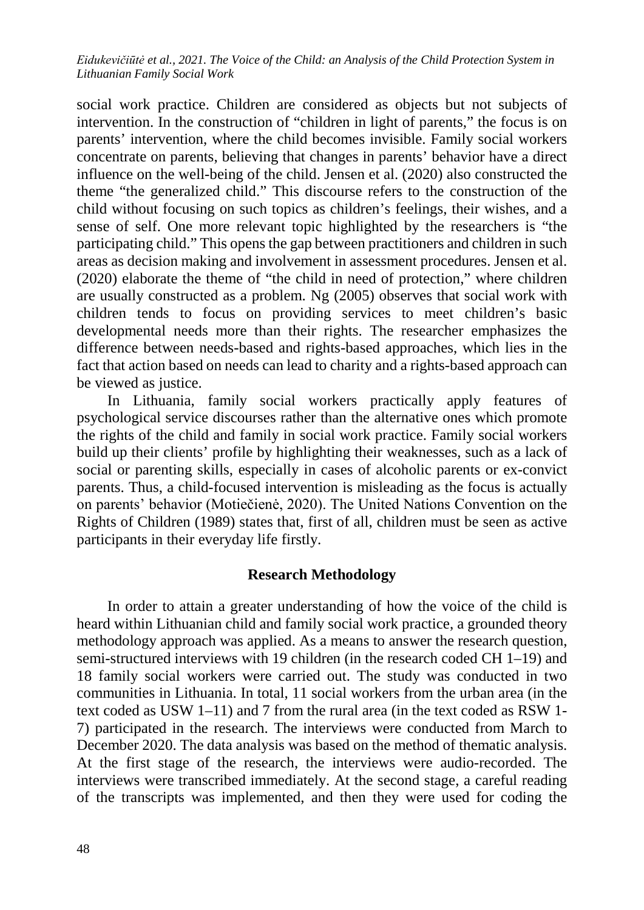social work practice. Children are considered as objects but not subjects of intervention. In the construction of "children in light of parents," the focus is on parents' intervention, where the child becomes invisible. Family social workers concentrate on parents, believing that changes in parents' behavior have a direct influence on the well-being of the child. Jensen et al. (2020) also constructed the theme "the generalized child." This discourse refers to the construction of the child without focusing on such topics as children's feelings, their wishes, and a sense of self. One more relevant topic highlighted by the researchers is "the participating child." This opens the gap between practitioners and children in such areas as decision making and involvement in assessment procedures. Jensen et al. (2020) elaborate the theme of "the child in need of protection," where children are usually constructed as a problem. Ng (2005) observes that social work with children tends to focus on providing services to meet children's basic developmental needs more than their rights. The researcher emphasizes the difference between needs-based and rights-based approaches, which lies in the fact that action based on needs can lead to charity and a rights-based approach can be viewed as justice.

In Lithuania, family social workers practically apply features of psychological service discourses rather than the alternative ones which promote the rights of the child and family in social work practice. Family social workers build up their clients' profile by highlighting their weaknesses, such as a lack of social or parenting skills, especially in cases of alcoholic parents or ex-convict parents. Thus, a child-focused intervention is misleading as the focus is actually on parents' behavior (Motiečienė, 2020). The United Nations Convention on the Rights of Children (1989) states that, first of all, children must be seen as active participants in their everyday life firstly.

## Research Methodology

In order to attain a greater understanding of how the voice of the child is heard within Lithuanian child and family social work practice, a grounded theory methodology approach was applied. As a means to answer the research question, semi-structured interviews with 19 children (in the research coded CH 1–19) and 18 family social workers were carried out. The study was conducted in two communities in Lithuania. In total, 11 social workers from the urban area (in the text coded as USW 1–11) and 7 from the rural area (in the text coded as RSW 1-7) participated in the research. The interviews were conducted from March to December 2020. The data analysis was based on the method of thematic analysis. At the first stage of the research, the interviews were audio-recorded. The interviews were transcribed immediately. At the second stage, a careful reading of the transcripts was implemented, and then they were used for coding the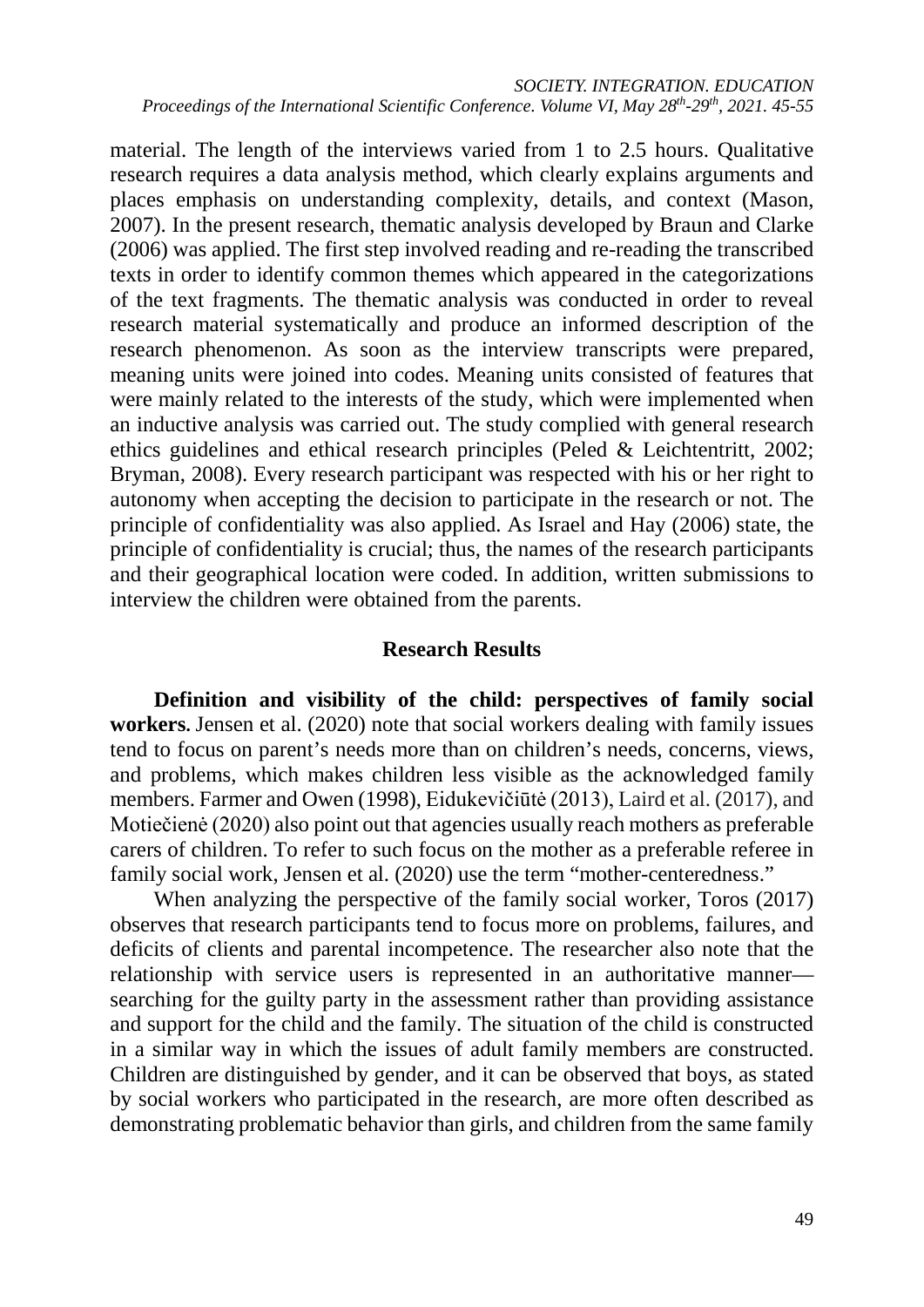material. The length of the interviews varied from 1 to 2.5 hours. Qualitative research requires a data analysis method, which clearly explains arguments and places emphasis on understanding complexity, details, and context (Mason, 2007). In the present research, thematic analysis developed by Braun and Clarke (2006) was applied. The first step involved reading and re-reading the transcribed texts in order to identify common themes which appeared in the categorizations of the text fragments. The thematic analysis was conducted in order to reveal research material systematically and produce an informed description of the research phenomenon. As soon as the interview transcripts were prepared, meaning units were joined into codes. Meaning units consisted of features that were mainly related to the interests of the study, which were implemented when an inductive analysis was carried out. The study complied with general research ethics guidelines and ethical research principles (Peled & Leichtentritt, 2002; Bryman, 2008). Every research participant was respected with his or her right to autonomy when accepting the decision to participate in the research or not. The principle of confidentiality was also applied. As Israel and Hay (2006) state, the principle of confidentiality is crucial; thus, the names of the research participants and their geographical location were coded. In addition, written submissions to interview the children were obtained from the parents.

## Research Results

**Definition and visibility of the child: perspectives of family social workers.** Jensen et al. (2020) note that social workers dealing with family issues tend to focus on parent's needs more than on children's needs, concerns, views, and problems, which makes children less visible as the acknowledged family members. Farmer and Owen (1998), Eidukevičiūtė (2013), Laird et al. (2017), and Motiečienė (2020) also point out that agencies usually reach mothers as preferable carers of children. To refer to such focus on the mother as a preferable referee in family social work, Jensen et al. (2020) use the term "mother-centeredness."

When analyzing the perspective of the family social worker, Toros (2017) observes that research participants tend to focus more on problems, failures, and deficits of clients and parental incompetence. The researcher also note that the relationship with service users is represented in an authoritative manner—searching for the guilty party in the assessment rather than providing assistance and support for the child and the family. The situation of the child is constructed in a similar way in which the issues of adult family members are constructed. Children are distinguished by gender, and it can be observed that boys, as stated by social workers who participated in the research, are more often described as demonstrating problematic behavior than girls, and children from the same family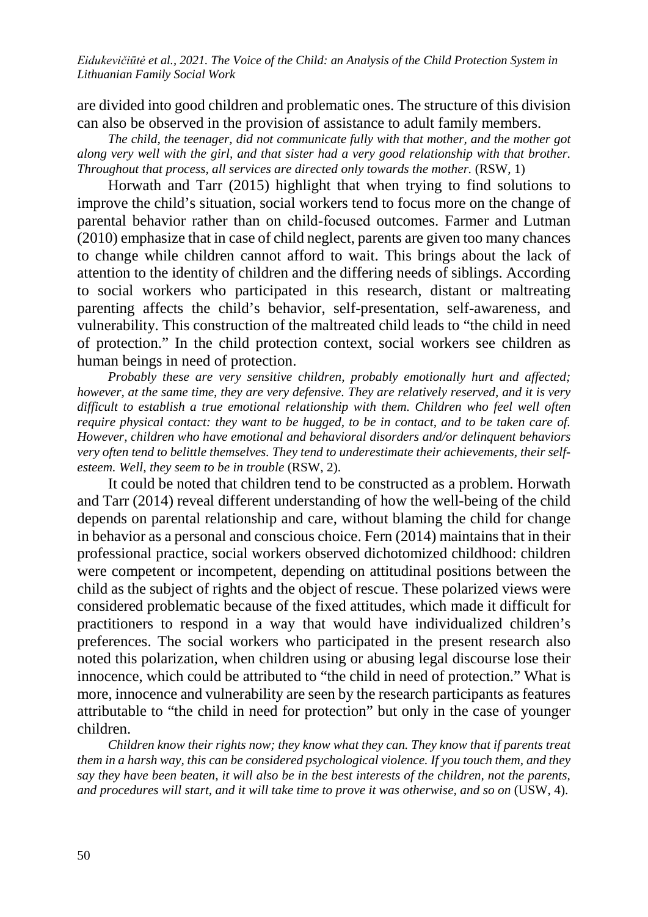are divided into good children and problematic ones. The structure of this division can also be observed in the provision of assistance to adult family members.

*The child, the teenager, did not communicate fully with that mother, and the mother got along very well with the girl, and that sister had a very good relationship with that brother. Throughout that process, all services are directed only towards the mother.* (RSW, 1)

Horwath and Tarr (2015) highlight that when trying to find solutions to improve the child's situation, social workers tend to focus more on the change of parental behavior rather than on child-focused outcomes. Farmer and Lutman (2010) emphasize that in case of child neglect, parents are given too many chances to change while children cannot afford to wait. This brings about the lack of attention to the identity of children and the differing needs of siblings. According to social workers who participated in this research, distant or maltreating parenting affects the child's behavior, self-presentation, self-awareness, and vulnerability. This construction of the maltreated child leads to "the child in need of protection." In the child protection context, social workers see children as human beings in need of protection.

*Probably these are very sensitive children, probably emotionally hurt and affected; however, at the same time, they are very defensive. They are relatively reserved, and it is very difficult to establish a true emotional relationship with them. Children who feel well often require physical contact: they want to be hugged, to be in contact, and to be taken care of. However, children who have emotional and behavioral disorders and/or delinquent behaviors very often tend to belittle themselves. They tend to underestimate their achievements, their self-esteem. Well, they seem to be in trouble* (RSW, 2).

It could be noted that children tend to be constructed as a problem. Horwath and Tarr (2014) reveal different understanding of how the well-being of the child depends on parental relationship and care, without blaming the child for change in behavior as a personal and conscious choice. Fern (2014) maintains that in their professional practice, social workers observed dichotomized childhood: children were competent or incompetent, depending on attitudinal positions between the child as the subject of rights and the object of rescue. These polarized views were considered problematic because of the fixed attitudes, which made it difficult for practitioners to respond in a way that would have individualized children's preferences. The social workers who participated in the present research also noted this polarization, when children using or abusing legal discourse lose their innocence, which could be attributed to "the child in need of protection." What is more, innocence and vulnerability are seen by the research participants as features attributable to "the child in need for protection" but only in the case of younger children.

*Children know their rights now; they know what they can. They know that if parents treat them in a harsh way, this can be considered psychological violence. If you touch them, and they say they have been beaten, it will also be in the best interests of the children, not the parents, and procedures will start, and it will take time to prove it was otherwise, and so on* (USW, 4).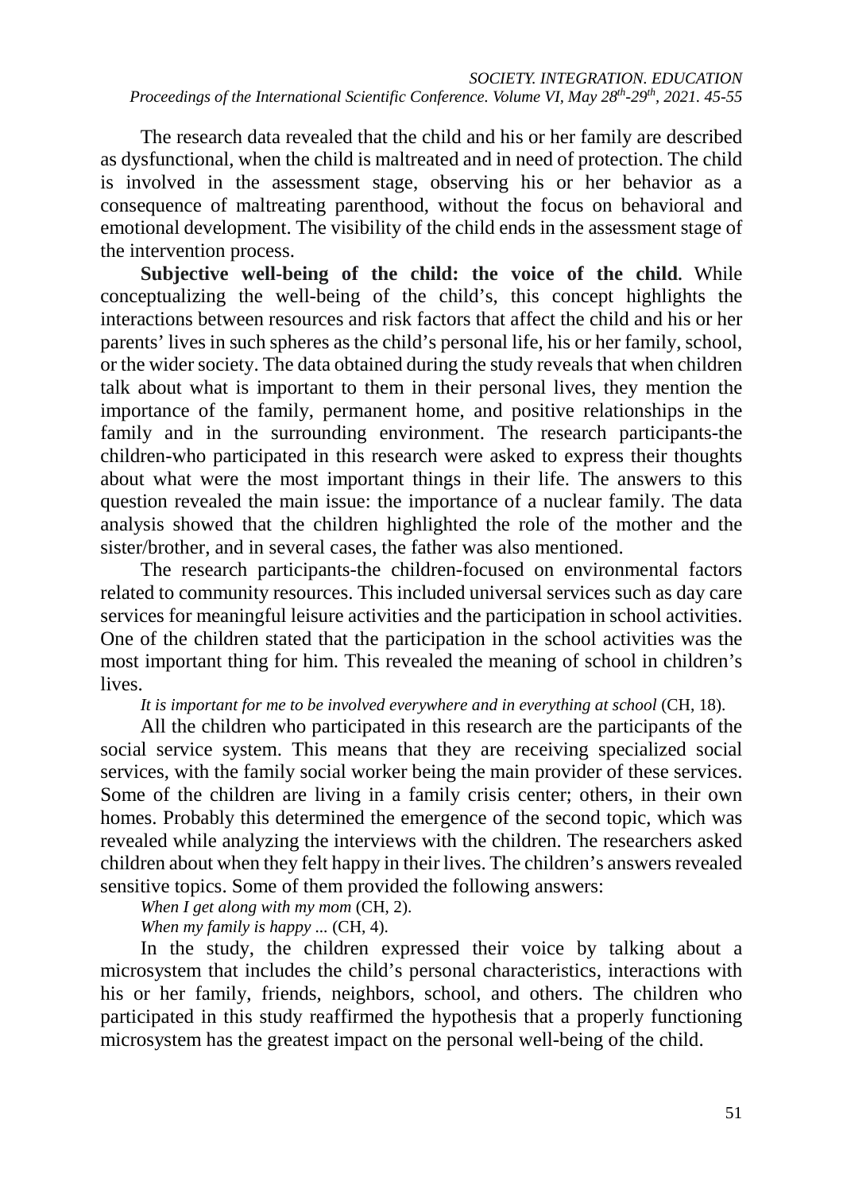The research data revealed that the child and his or her family are described as dysfunctional, when the child is maltreated and in need of protection. The child is involved in the assessment stage, observing his or her behavior as a consequence of maltreating parenthood, without the focus on behavioral and emotional development. The visibility of the child ends in the assessment stage of the intervention process.

**Subjective well-being of the child: the voice of the child.** While conceptualizing the well-being of the child's, this concept highlights the interactions between resources and risk factors that affect the child and his or her parents' lives in such spheres as the child's personal life, his or her family, school, or the wider society. The data obtained during the study reveals that when children talk about what is important to them in their personal lives, they mention the importance of the family, permanent home, and positive relationships in the family and in the surrounding environment. The research participants-the children-who participated in this research were asked to express their thoughts about what were the most important things in their life. The answers to this question revealed the main issue: the importance of a nuclear family. The data analysis showed that the children highlighted the role of the mother and the sister/brother, and in several cases, the father was also mentioned.

The research participants-the children-focused on environmental factors related to community resources. This included universal services such as day care services for meaningful leisure activities and the participation in school activities. One of the children stated that the participation in the school activities was the most important thing for him. This revealed the meaning of school in children's lives.

*It is important for me to be involved everywhere and in everything at school* (CH, 18).

All the children who participated in this research are the participants of the social service system. This means that they are receiving specialized social services, with the family social worker being the main provider of these services. Some of the children are living in a family crisis center; others, in their own homes. Probably this determined the emergence of the second topic, which was revealed while analyzing the interviews with the children. The researchers asked children about when they felt happy in their lives. The children's answers revealed sensitive topics. Some of them provided the following answers:

*When I get along with my mom* (CH, 2).

*When my family is happy ...* (CH, 4).

In the study, the children expressed their voice by talking about a microsystem that includes the child's personal characteristics, interactions with his or her family, friends, neighbors, school, and others. The children who participated in this study reaffirmed the hypothesis that a properly functioning microsystem has the greatest impact on the personal well-being of the child.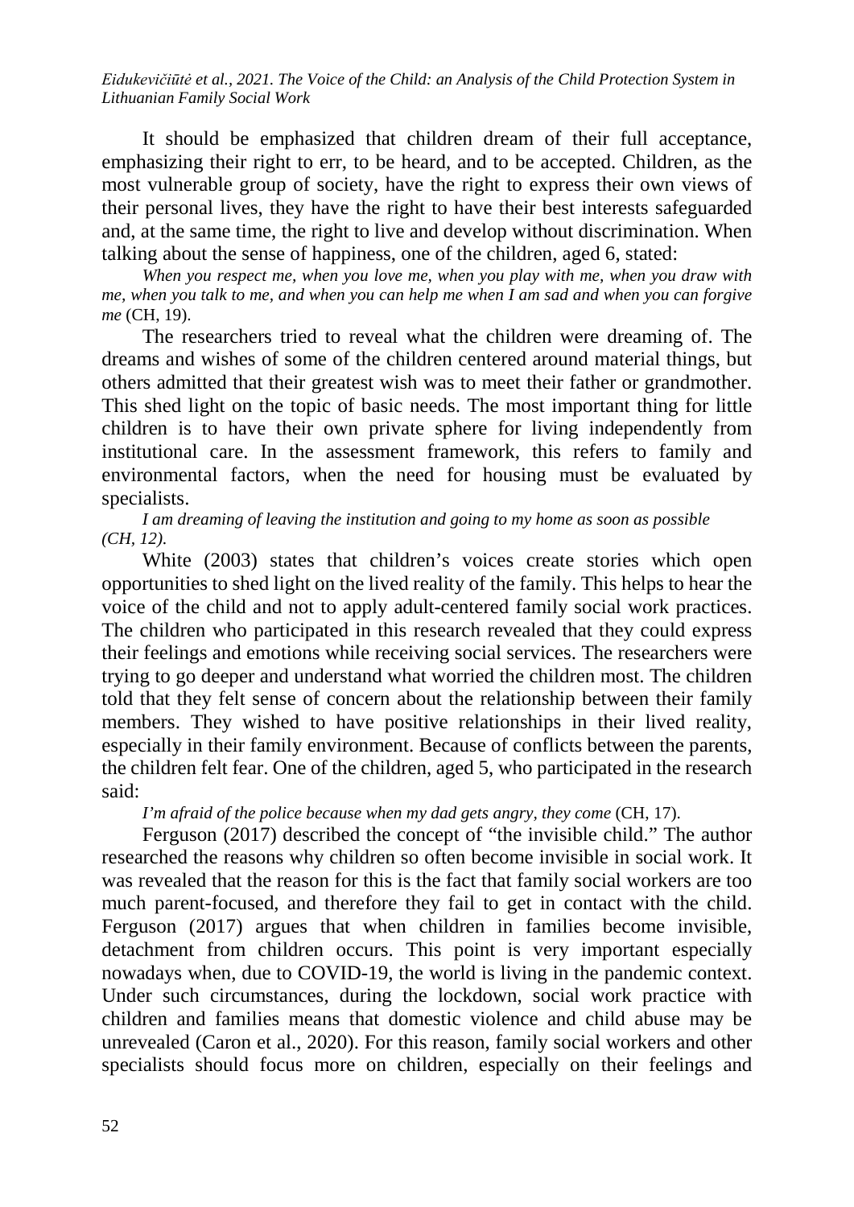It should be emphasized that children dream of their full acceptance, emphasizing their right to err, to be heard, and to be accepted. Children, as the most vulnerable group of society, have the right to express their own views of their personal lives, they have the right to have their best interests safeguarded and, at the same time, the right to live and develop without discrimination. When talking about the sense of happiness, one of the children, aged 6, stated:

*When you respect me, when you love me, when you play with me, when you draw with me, when you talk to me, and when you can help me when I am sad and when you can forgive me* (CH, 19).

The researchers tried to reveal what the children were dreaming of. The dreams and wishes of some of the children centered around material things, but others admitted that their greatest wish was to meet their father or grandmother. This shed light on the topic of basic needs. The most important thing for little children is to have their own private sphere for living independently from institutional care. In the assessment framework, this refers to family and environmental factors, when the need for housing must be evaluated by specialists.

*I am dreaming of leaving the institution and going to my home as soon as possible (CH, 12).*

White (2003) states that children's voices create stories which open opportunities to shed light on the lived reality of the family. This helps to hear the voice of the child and not to apply adult-centered family social work practices. The children who participated in this research revealed that they could express their feelings and emotions while receiving social services. The researchers were trying to go deeper and understand what worried the children most. The children told that they felt sense of concern about the relationship between their family members. They wished to have positive relationships in their lived reality, especially in their family environment. Because of conflicts between the parents, the children felt fear. One of the children, aged 5, who participated in the research said:

*I'm afraid of the police because when my dad gets angry, they come* (CH, 17).

Ferguson (2017) described the concept of "the invisible child." The author researched the reasons why children so often become invisible in social work. It was revealed that the reason for this is the fact that family social workers are too much parent-focused, and therefore they fail to get in contact with the child. Ferguson (2017) argues that when children in families become invisible, detachment from children occurs. This point is very important especially nowadays when, due to COVID-19, the world is living in the pandemic context. Under such circumstances, during the lockdown, social work practice with children and families means that domestic violence and child abuse may be unrevealed (Caron et al., 2020). For this reason, family social workers and other specialists should focus more on children, especially on their feelings and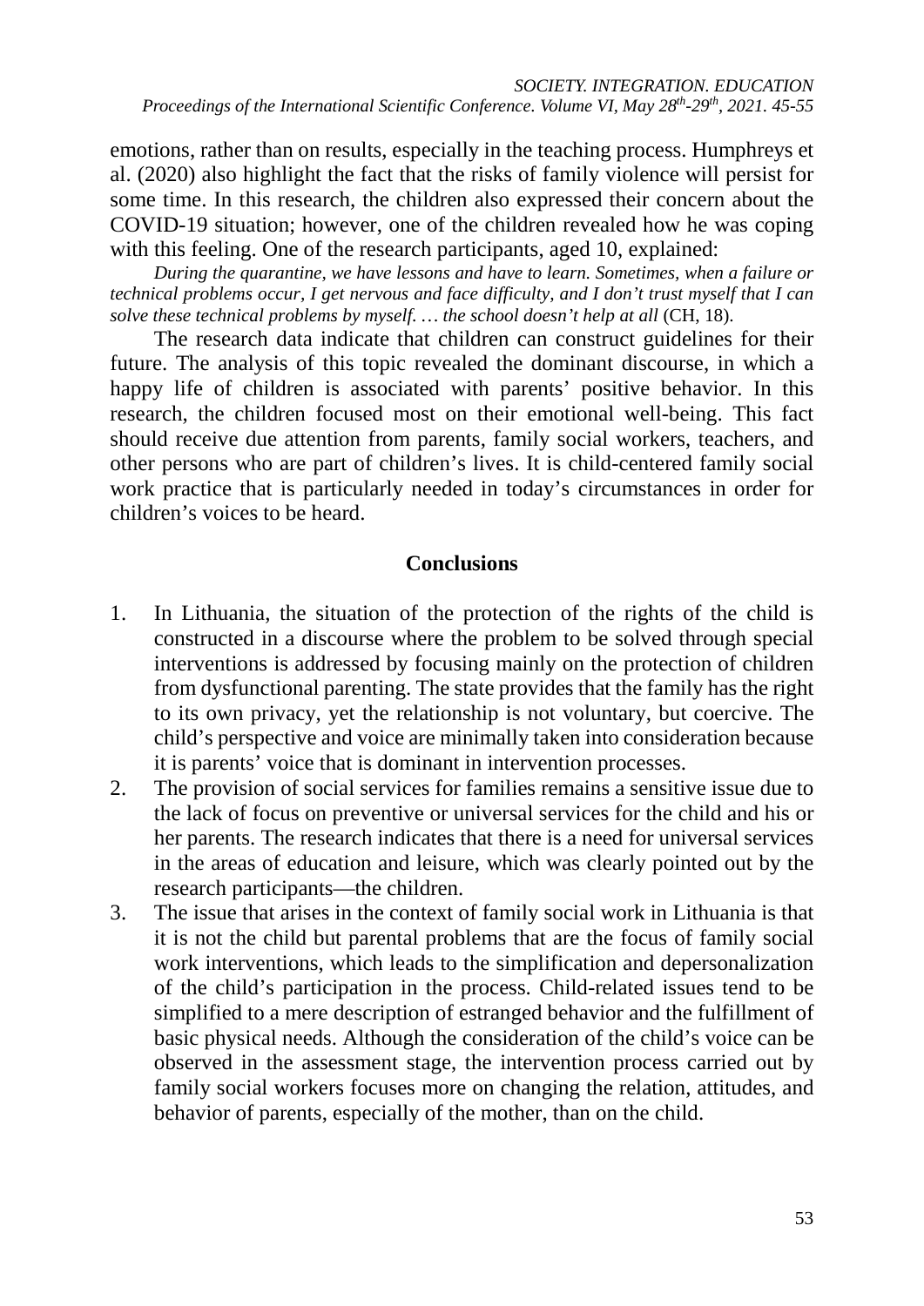emotions, rather than on results, especially in the teaching process. Humphreys et al. (2020) also highlight the fact that the risks of family violence will persist for some time. In this research, the children also expressed their concern about the COVID-19 situation; however, one of the children revealed how he was coping with this feeling. One of the research participants, aged 10, explained:

*During the quarantine, we have lessons and have to learn. Sometimes, when a failure or technical problems occur, I get nervous and face difficulty, and I don't trust myself that I can solve these technical problems by myself. … the school doesn't help at all* (CH, 18).

The research data indicate that children can construct guidelines for their future. The analysis of this topic revealed the dominant discourse, in which a happy life of children is associated with parents' positive behavior. In this research, the children focused most on their emotional well-being. This fact should receive due attention from parents, family social workers, teachers, and other persons who are part of children's lives. It is child-centered family social work practice that is particularly needed in today's circumstances in order for children's voices to be heard.

## Conclusions

1. In Lithuania, the situation of the protection of the rights of the child is constructed in a discourse where the problem to be solved through special interventions is addressed by focusing mainly on the protection of children from dysfunctional parenting. The state provides that the family has the right to its own privacy, yet the relationship is not voluntary, but coercive. The child's perspective and voice are minimally taken into consideration because it is parents' voice that is dominant in intervention processes.
2. The provision of social services for families remains a sensitive issue due to the lack of focus on preventive or universal services for the child and his or her parents. The research indicates that there is a need for universal services in the areas of education and leisure, which was clearly pointed out by the research participants—the children.
3. The issue that arises in the context of family social work in Lithuania is that it is not the child but parental problems that are the focus of family social work interventions, which leads to the simplification and depersonalization of the child's participation in the process. Child-related issues tend to be simplified to a mere description of estranged behavior and the fulfillment of basic physical needs. Although the consideration of the child's voice can be observed in the assessment stage, the intervention process carried out by family social workers focuses more on changing the relation, attitudes, and behavior of parents, especially of the mother, than on the child.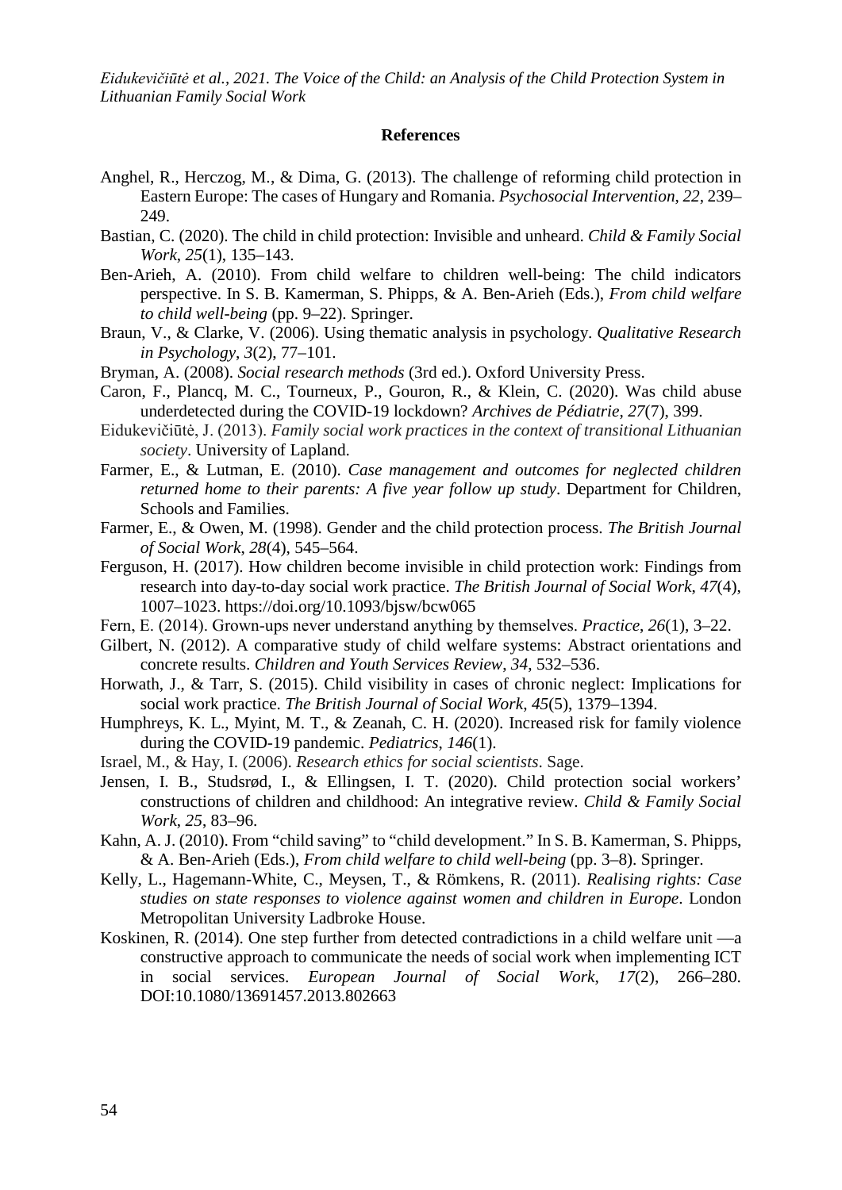## References

Anghel, R., Herczog, M., & Dima, G. (2013). The challenge of reforming child protection in Eastern Europe: The cases of Hungary and Romania. *Psychosocial Intervention*, *22*, 239–249.

Bastian, C. (2020). The child in child protection: Invisible and unheard. *Child & Family Social Work*, *25*(1), 135–143.

Ben-Arieh, A. (2010). From child welfare to children well-being: The child indicators perspective. In S. B. Kamerman, S. Phipps, & A. Ben-Arieh (Eds.), *From child welfare to child well-being* (pp. 9–22). Springer.

Braun, V., & Clarke, V. (2006). Using thematic analysis in psychology. *Qualitative Research in Psychology*, *3*(2), 77–101.

Bryman, A. (2008). *Social research methods* (3rd ed.). Oxford University Press.

Caron, F., Plancq, M. C., Tourneux, P., Gouron, R., & Klein, C. (2020). Was child abuse underdetected during the COVID-19 lockdown? *Archives de Pédiatrie*, *27*(7), 399.

Eidukevičiūtė, J. (2013). *Family social work practices in the context of transitional Lithuanian society*. University of Lapland.

Farmer, E., & Lutman, E. (2010). *Case management and outcomes for neglected children returned home to their parents: A five year follow up study*. Department for Children, Schools and Families.

Farmer, E., & Owen, M. (1998). Gender and the child protection process. *The British Journal of Social Work*, *28*(4), 545–564.

Ferguson, H. (2017). How children become invisible in child protection work: Findings from research into day-to-day social work practice. *The British Journal of Social Work*, *47*(4), 1007–1023. https://doi.org/10.1093/bjsw/bcw065

Fern, E. (2014). Grown-ups never understand anything by themselves. *Practice*, *26*(1), 3–22.

Gilbert, N. (2012). A comparative study of child welfare systems: Abstract orientations and concrete results. *Children and Youth Services Review*, *34*, 532–536.

Horwath, J., & Tarr, S. (2015). Child visibility in cases of chronic neglect: Implications for social work practice. *The British Journal of Social Work*, *45*(5), 1379–1394.

Humphreys, K. L., Myint, M. T., & Zeanah, C. H. (2020). Increased risk for family violence during the COVID-19 pandemic. *Pediatrics*, *146*(1).

Israel, M., & Hay, I. (2006). *Research ethics for social scientists*. Sage.

Jensen, I. B., Studsrød, I., & Ellingsen, I. T. (2020). Child protection social workers' constructions of children and childhood: An integrative review. *Child & Family Social Work*, *25*, 83–96.

Kahn, A. J. (2010). From "child saving" to "child development." In S. B. Kamerman, S. Phipps, & A. Ben-Arieh (Eds.), *From child welfare to child well-being* (pp. 3–8). Springer.

Kelly, L., Hagemann-White, C., Meysen, T., & Römkens, R. (2011). *Realising rights: Case studies on state responses to violence against women and children in Europe*. London Metropolitan University Ladbroke House.

Koskinen, R. (2014). One step further from detected contradictions in a child welfare unit —a constructive approach to communicate the needs of social work when implementing ICT in social services. *European Journal of Social Work*, *17*(2), 266–280. DOI:10.1080/13691457.2013.802663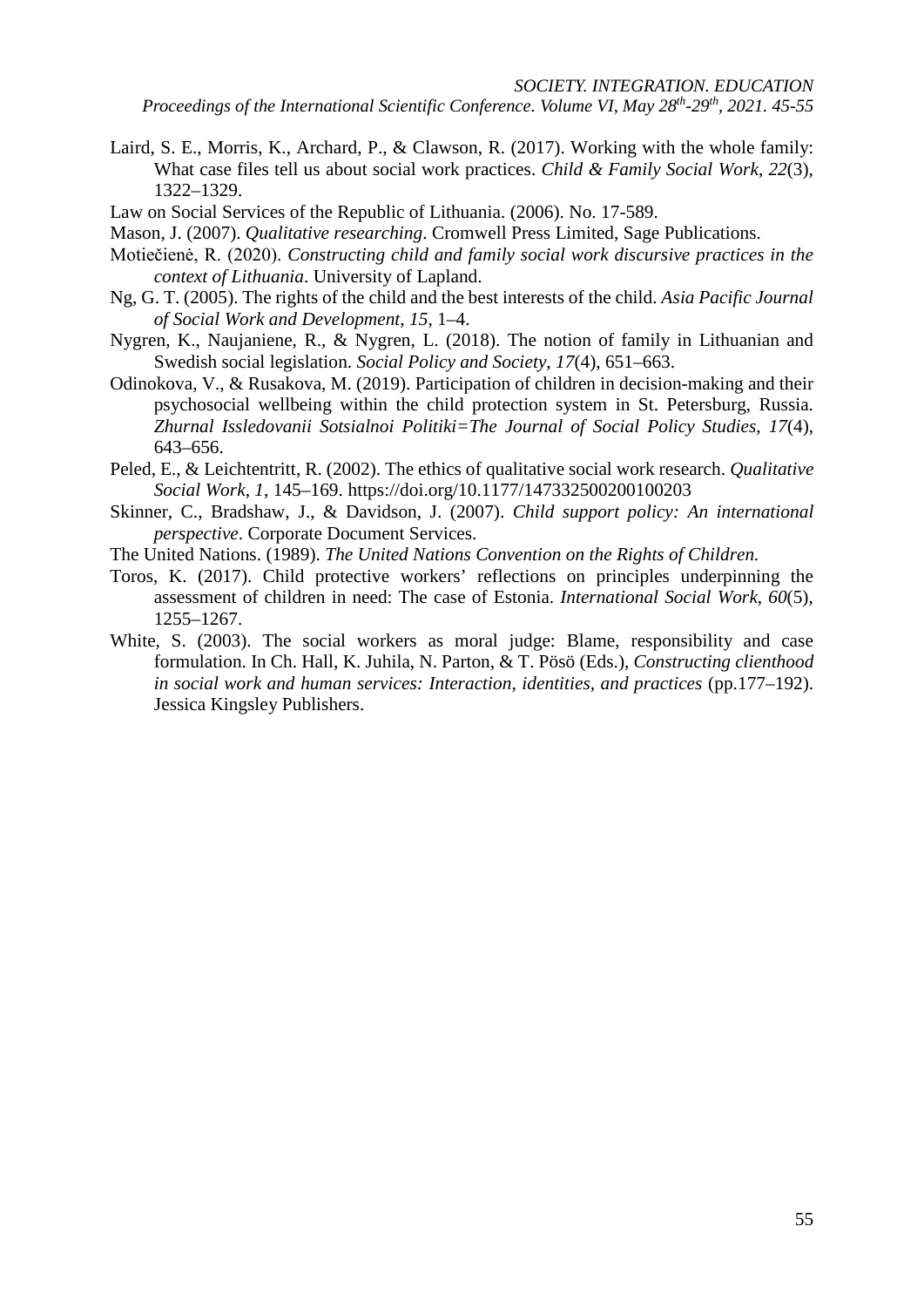Laird, S. E., Morris, K., Archard, P., & Clawson, R. (2017). Working with the whole family: What case files tell us about social work practices. *Child & Family Social Work*, *22*(3), 1322–1329.

Law on Social Services of the Republic of Lithuania. (2006). No. 17-589.

Mason, J. (2007). *Qualitative researching*. Cromwell Press Limited, Sage Publications.

Motiečienė, R. (2020). *Constructing child and family social work discursive practices in the context of Lithuania*. University of Lapland.

Ng, G. T. (2005). The rights of the child and the best interests of the child. *Asia Pacific Journal of Social Work and Development*, *15*, 1–4.

Nygren, K., Naujaniene, R., & Nygren, L. (2018). The notion of family in Lithuanian and Swedish social legislation. *Social Policy and Society*, *17*(4), 651–663.

Odinokova, V., & Rusakova, M. (2019). Participation of children in decision-making and their psychosocial wellbeing within the child protection system in St. Petersburg, Russia. *Zhurnal Issledovanii Sotsialnoi Politiki=The Journal of Social Policy Studies*, *17*(4), 643–656.

Peled, E., & Leichtentritt, R. (2002). The ethics of qualitative social work research. *Qualitative Social Work*, *1*, 145–169. https://doi.org/10.1177/147332500200100203

Skinner, C., Bradshaw, J., & Davidson, J. (2007). *Child support policy: An international perspective*. Corporate Document Services.

The United Nations. (1989). *The United Nations Convention on the Rights of Children.*

Toros, K. (2017). Child protective workers' reflections on principles underpinning the assessment of children in need: The case of Estonia. *International Social Work*, *60*(5), 1255–1267.

White, S. (2003). The social workers as moral judge: Blame, responsibility and case formulation. In Ch. Hall, K. Juhila, N. Parton, & T. Pösö (Eds.), *Constructing clienthood in social work and human services: Interaction, identities, and practices* (pp.177–192). Jessica Kingsley Publishers.